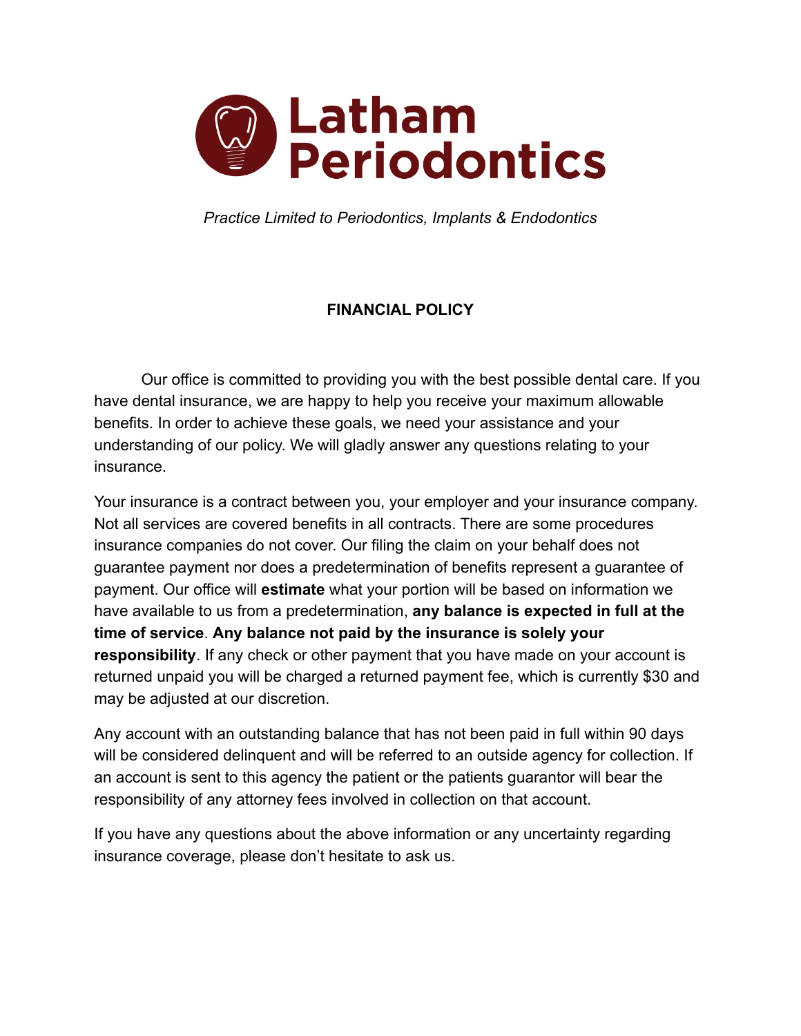# Latham Periodontics

*Practice Limited to Periodontics, Implants & Endodontics*

## FINANCIAL POLICY

Our office is committed to providing you with the best possible dental care. If you have dental insurance, we are happy to help you receive your maximum allowable benefits. In order to achieve these goals, we need your assistance and your understanding of our policy. We will gladly answer any questions relating to your insurance.

Your insurance is a contract between you, your employer and your insurance company. Not all services are covered benefits in all contracts. There are some procedures insurance companies do not cover. Our filing the claim on your behalf does not guarantee payment nor does a predetermination of benefits represent a guarantee of payment. Our office will **estimate** what your portion will be based on information we have available to us from a predetermination, **any balance is expected in full at the time of service**. **Any balance not paid by the insurance is solely your responsibility**. If any check or other payment that you have made on your account is returned unpaid you will be charged a returned payment fee, which is currently $30 and may be adjusted at our discretion.

Any account with an outstanding balance that has not been paid in full within 90 days will be considered delinquent and will be referred to an outside agency for collection. If an account is sent to this agency the patient or the patients guarantor will bear the responsibility of any attorney fees involved in collection on that account.

If you have any questions about the above information or any uncertainty regarding insurance coverage, please don't hesitate to ask us.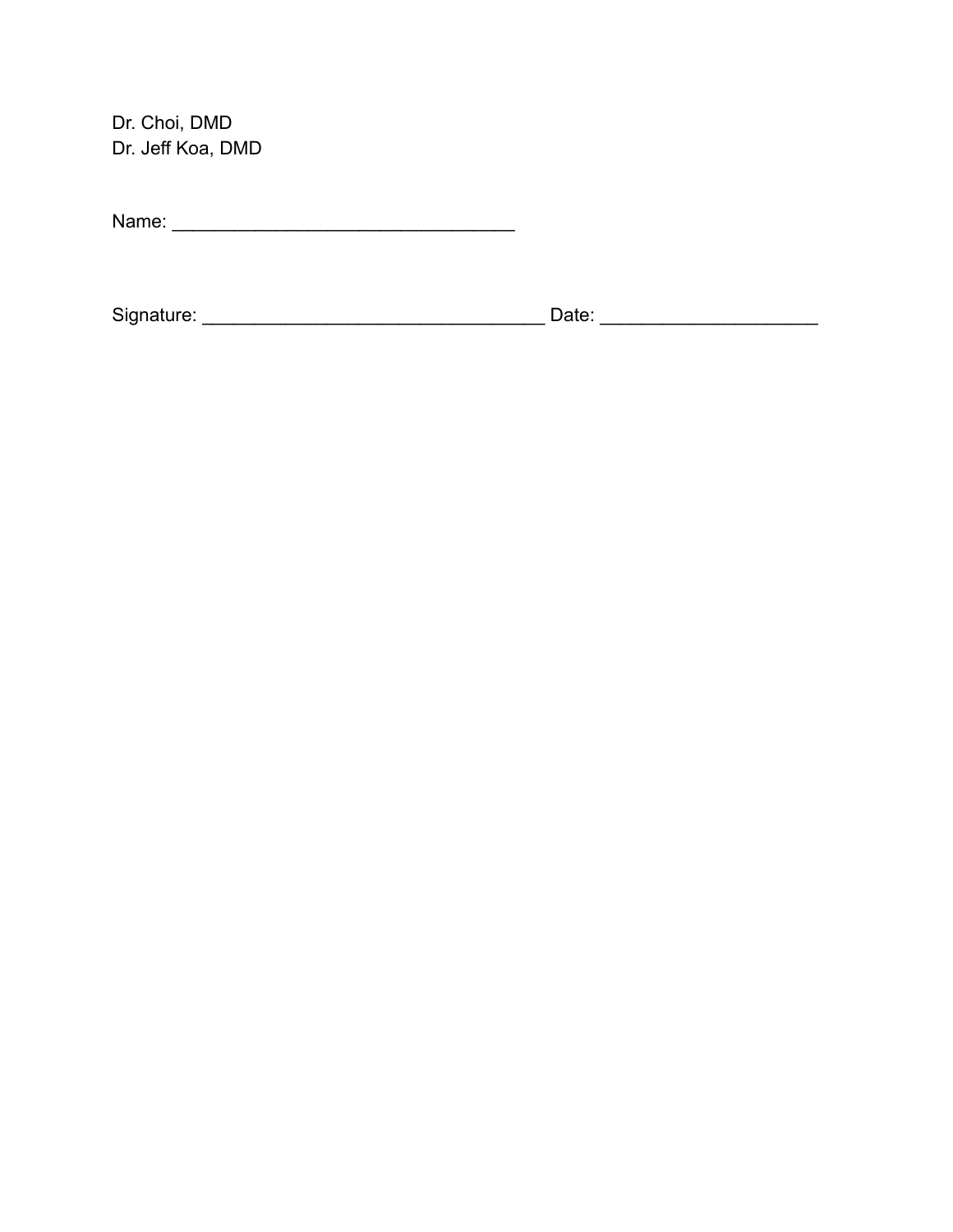Dr. Choi, DMD
Dr. Jeff Koa, DMD

Name: ________________________________

Signature: ________________________________ Date: ____________________